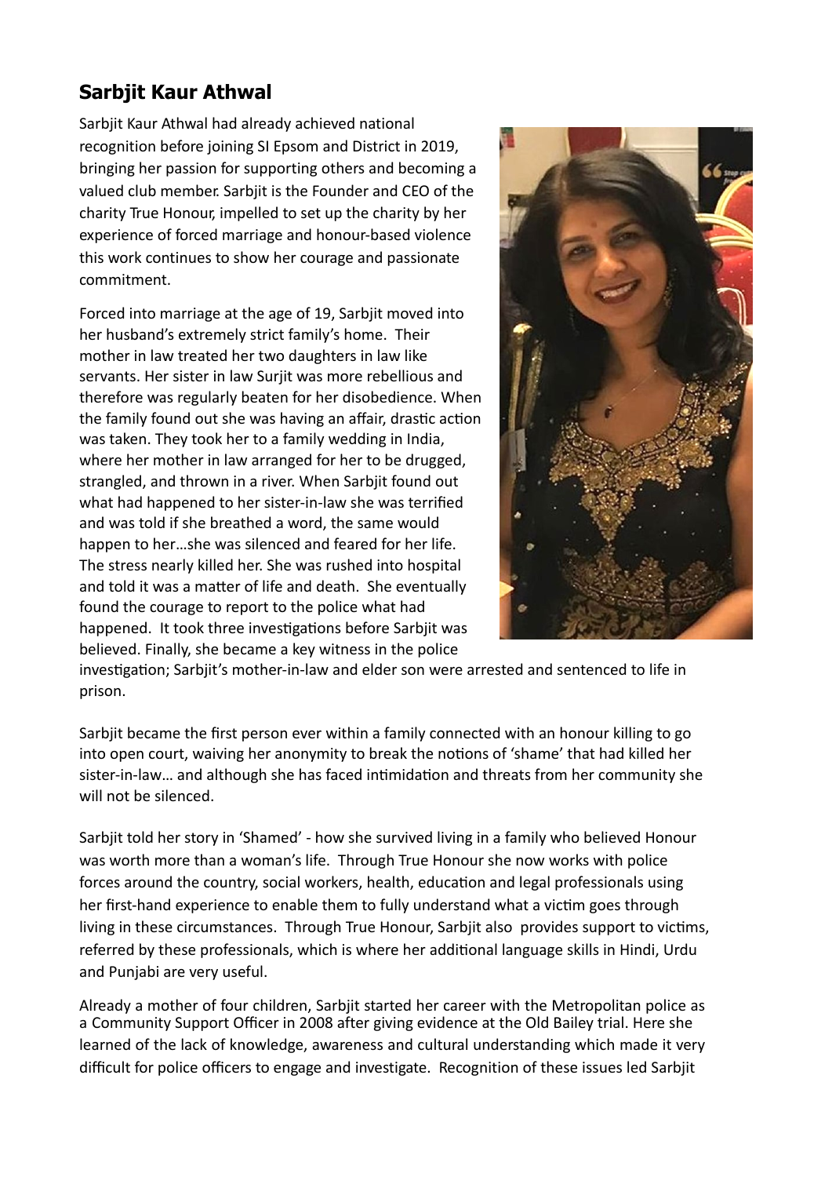## Sarbjit Kaur Athwal

Sarbjit Kaur Athwal had already achieved national recognition before joining SI Epsom and District in 2019, bringing her passion for supporting others and becoming a valued club member. Sarbjit is the Founder and CEO of the charity True Honour, impelled to set up the charity by her experience of forced marriage and honour-based violence this work continues to show her courage and passionate commitment.

Forced into marriage at the age of 19, Sarbjit moved into her husband's extremely strict family's home. Their mother in law treated her two daughters in law like servants. Her sister in law Surjit was more rebellious and therefore was regularly beaten for her disobedience. When the family found out she was having an affair, drastic action was taken. They took her to a family wedding in India, where her mother in law arranged for her to be drugged, strangled, and thrown in a river. When Sarbjit found out what had happened to her sister-in-law she was terrified and was told if she breathed a word, the same would happen to her…she was silenced and feared for her life. The stress nearly killed her. She was rushed into hospital and told it was a matter of life and death. She eventually found the courage to report to the police what had happened. It took three investigations before Sarbjit was believed. Finally, she became a key witness in the police investigation; Sarbjit's mother-in-law and elder son were arrested and sentenced to life in prison.

Sarbjit became the first person ever within a family connected with an honour killing to go into open court, waiving her anonymity to break the notions of 'shame' that had killed her sister-in-law… and although she has faced intimidation and threats from her community she will not be silenced.

Sarbjit told her story in 'Shamed' - how she survived living in a family who believed Honour was worth more than a woman's life. Through True Honour she now works with police forces around the country, social workers, health, education and legal professionals using her first-hand experience to enable them to fully understand what a victim goes through living in these circumstances. Through True Honour, Sarbjit also provides support to victims, referred by these professionals, which is where her additional language skills in Hindi, Urdu and Punjabi are very useful.

Already a mother of four children, Sarbjit started her career with the Metropolitan police as a Community Support Officer in 2008 after giving evidence at the Old Bailey trial. Here she learned of the lack of knowledge, awareness and cultural understanding which made it very difficult for police officers to engage and investigate. Recognition of these issues led Sarbjit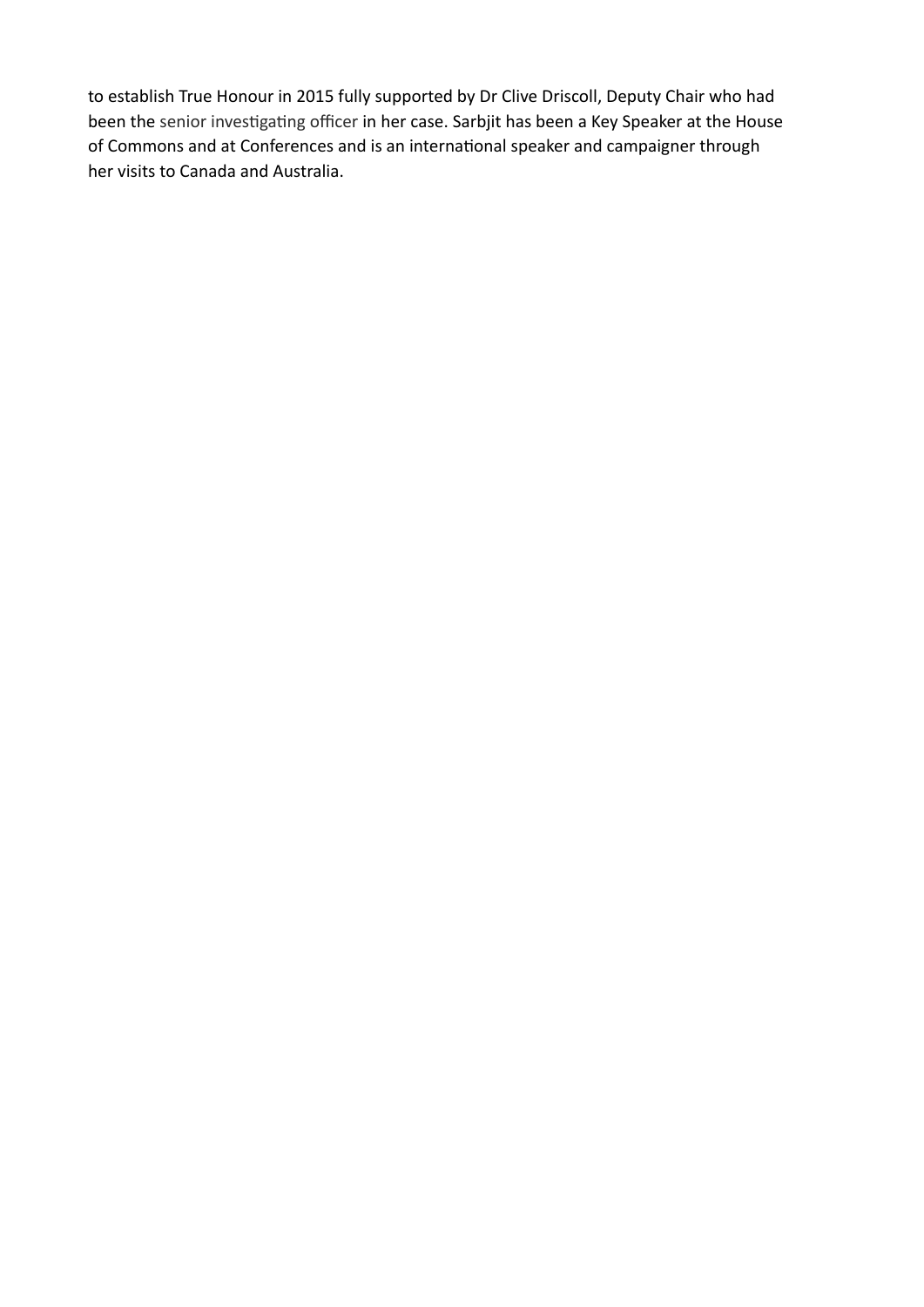to establish True Honour in 2015 fully supported by Dr Clive Driscoll, Deputy Chair who had been the senior investigating officer in her case. Sarbjit has been a Key Speaker at the House of Commons and at Conferences and is an international speaker and campaigner through her visits to Canada and Australia.